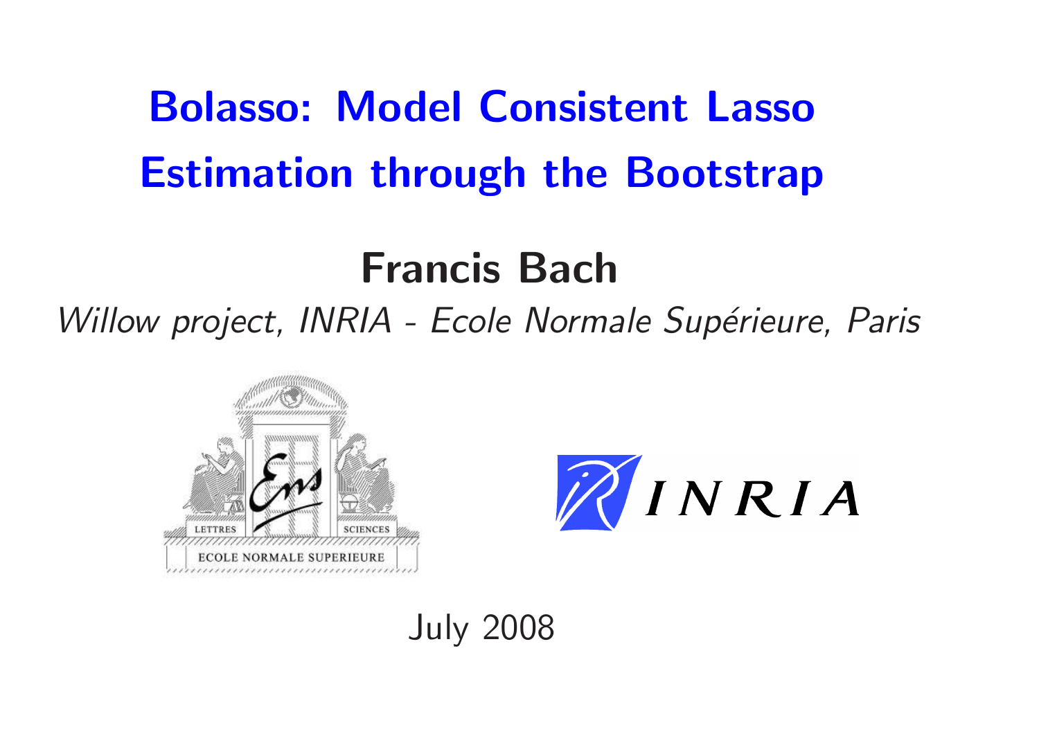# Bolasso: Model Consistent Lasso Estimation through the Bootstrap

## Francis Bach

*Willow project, INRIA - Ecole Normale Supérieure, Paris*

July 2008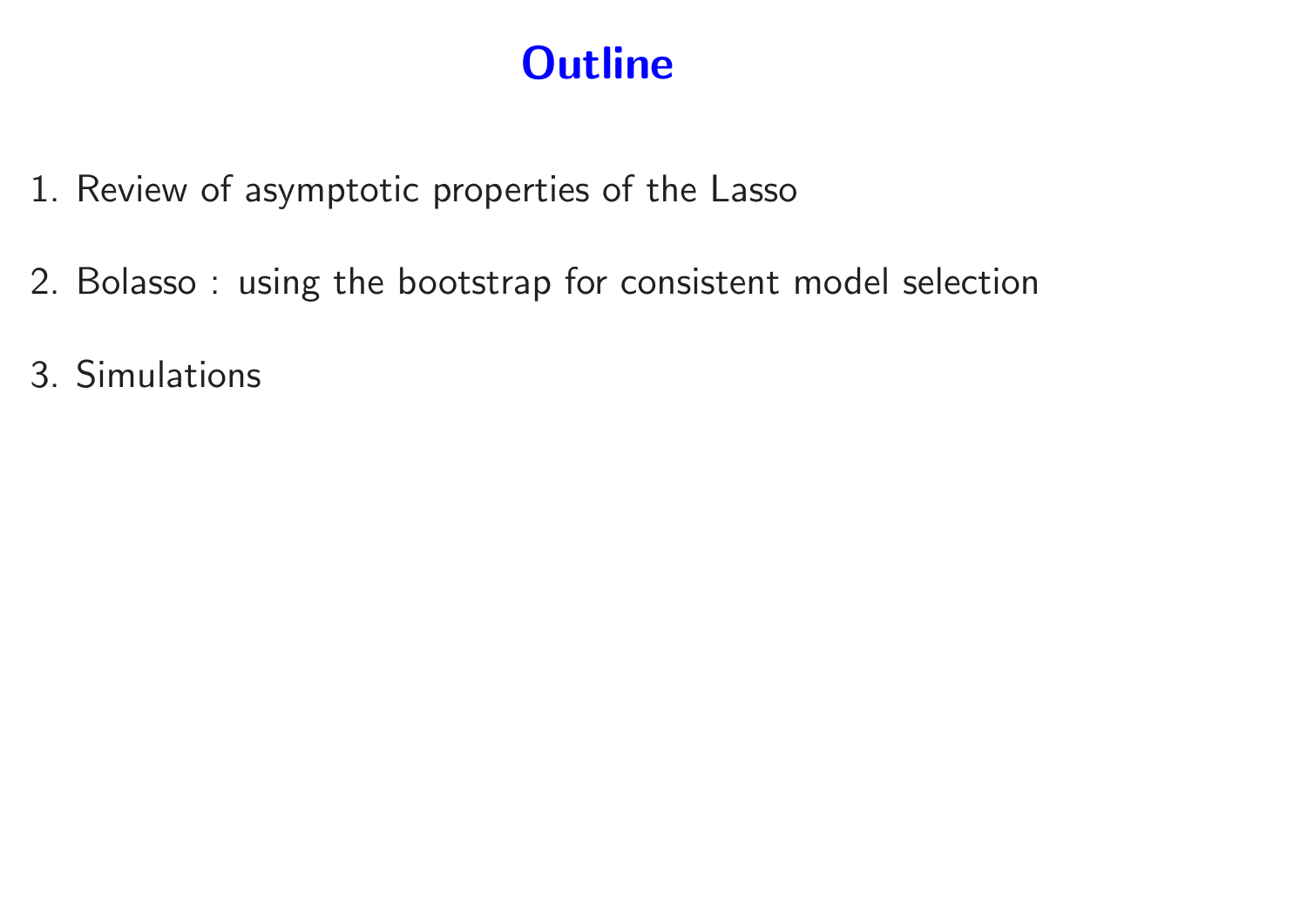# Outline

1. Review of asymptotic properties of the Lasso

2. Bolasso : using the bootstrap for consistent model selection

3. Simulations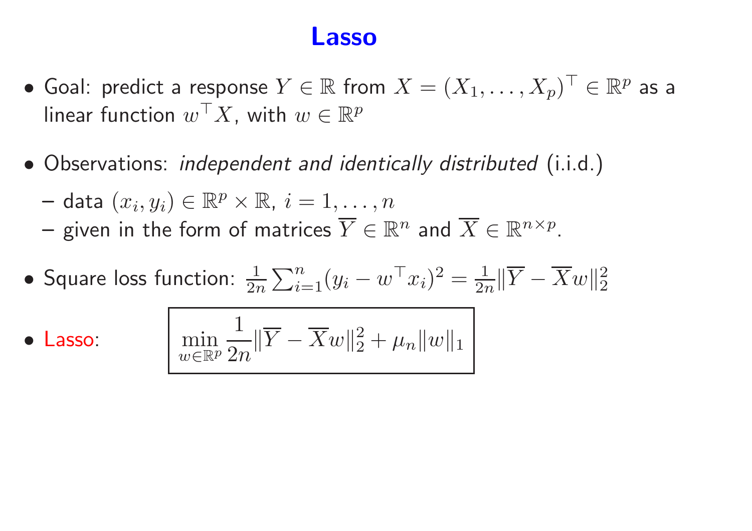# Lasso

- Goal: predict a response $Y \in \mathbb{R}$ from $X = (X_1, \ldots, X_p)^\top \in \mathbb{R}^p$ as a linear function $w^\top X$, with $w \in \mathbb{R}^p$

- Observations: *independent and identically distributed* (i.i.d.)
  - data $(x_i, y_i) \in \mathbb{R}^p \times \mathbb{R}$, $i = 1, \ldots, n$
  - given in the form of matrices $\overline{Y} \in \mathbb{R}^n$ and $\overline{X} \in \mathbb{R}^{n \times p}$.

- Square loss function: $\frac{1}{2n} \sum_{i=1}^n (y_i - w^\top x_i)^2 = \frac{1}{2n} \|\overline{Y} - \overline{X}w\|_2^2$

- Lasso:

$$\min_{w \in \mathbb{R}^p} \frac{1}{2n} \|\overline{Y} - \overline{X}w\|_2^2 + \mu_n \|w\|_1$$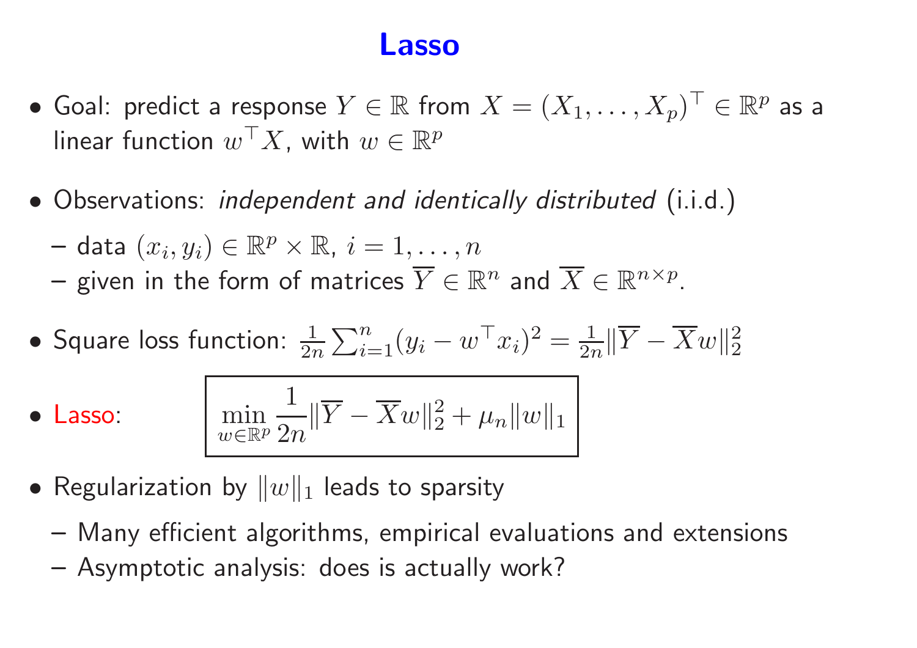# Lasso

- Goal: predict a response $Y \in \mathbb{R}$ from $X = (X_1, \ldots, X_p)^\top \in \mathbb{R}^p$ as a linear function $w^\top X$, with $w \in \mathbb{R}^p$

- Observations: *independent and identically distributed* (i.i.d.)
  - data $(x_i, y_i) \in \mathbb{R}^p \times \mathbb{R}$, $i = 1, \ldots, n$
  - given in the form of matrices $\overline{Y} \in \mathbb{R}^n$ and $\overline{X} \in \mathbb{R}^{n \times p}$.

- Square loss function: $\frac{1}{2n} \sum_{i=1}^n (y_i - w^\top x_i)^2 = \frac{1}{2n} \|\overline{Y} - \overline{X} w\|_2^2$

- Lasso:

$$\min_{w \in \mathbb{R}^p} \frac{1}{2n} \|\overline{Y} - \overline{X} w\|_2^2 + \mu_n \|w\|_1$$

- Regularization by $\|w\|_1$ leads to sparsity
  - Many efficient algorithms, empirical evaluations and extensions
  - Asymptotic analysis: does is actually work?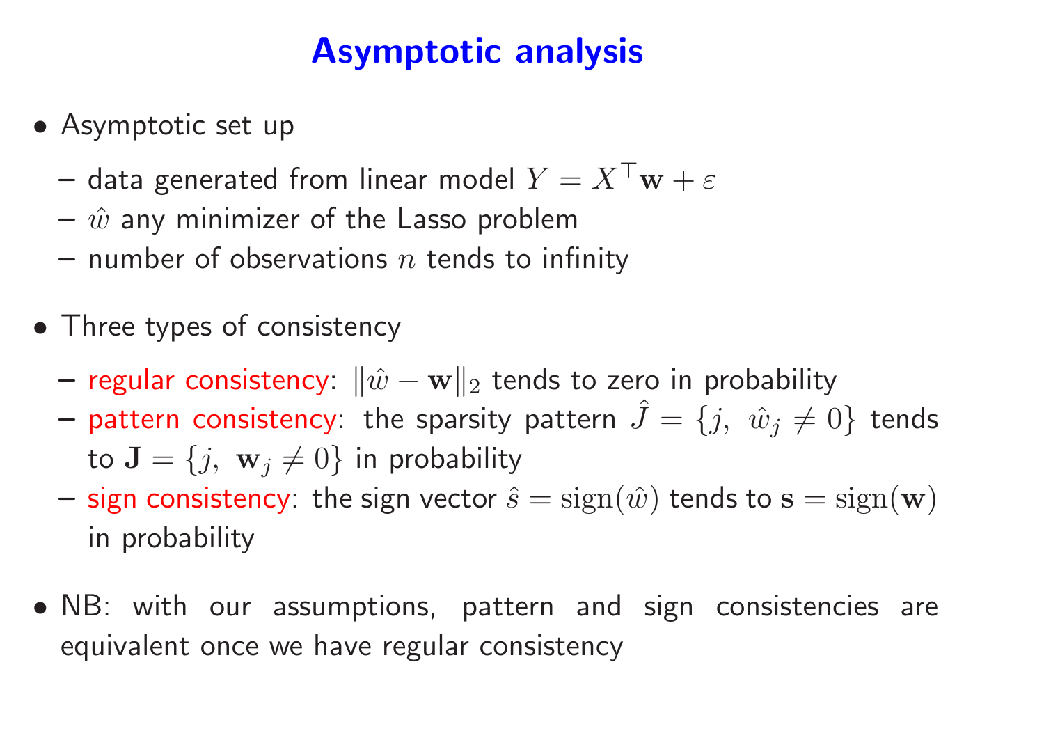# Asymptotic analysis

- Asymptotic set up
  - data generated from linear model $Y = X^\top \mathbf{w} + \varepsilon$
  - $\hat{w}$ any minimizer of the Lasso problem
  - number of observations $n$ tends to infinity

- Three types of consistency
  - regular consistency: $\|\hat{w} - \mathbf{w}\|_2$ tends to zero in probability
  - pattern consistency: the sparsity pattern $\hat{J} = \{j, \ \hat{w}_j \neq 0\}$ tends to $\mathbf{J} = \{j, \ \mathbf{w}_j \neq 0\}$ in probability
  - sign consistency: the sign vector $\hat{s} = \mathrm{sign}(\hat{w})$ tends to $\mathbf{s} = \mathrm{sign}(\mathbf{w})$ in probability

- NB: with our assumptions, pattern and sign consistencies are equivalent once we have regular consistency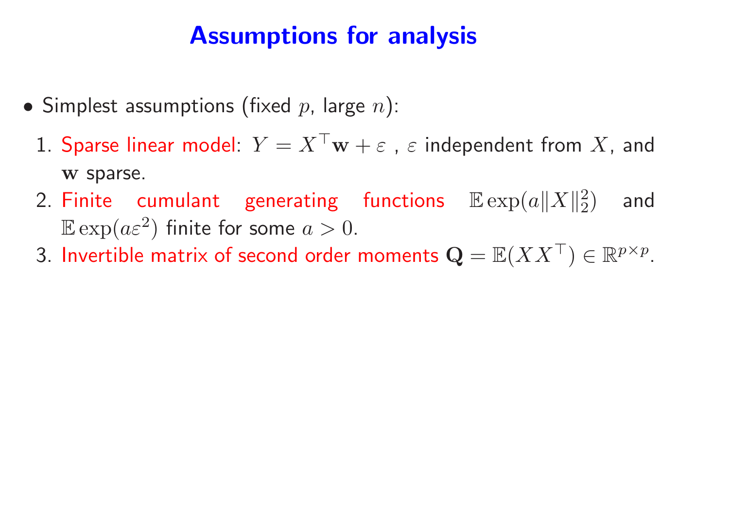# Assumptions for analysis

- Simplest assumptions (fixed $p$, large $n$):
  1. Sparse linear model: $Y = X^\top \mathbf{w} + \varepsilon$ , $\varepsilon$ independent from $X$, and $\mathbf{w}$ sparse.
  2. Finite cumulant generating functions $\mathbb{E}\exp(a\|X\|_2^2)$ and $\mathbb{E}\exp(a\varepsilon^2)$ finite for some $a > 0$.
  3. Invertible matrix of second order moments $\mathbf{Q} = \mathbb{E}(XX^\top) \in \mathbb{R}^{p \times p}$.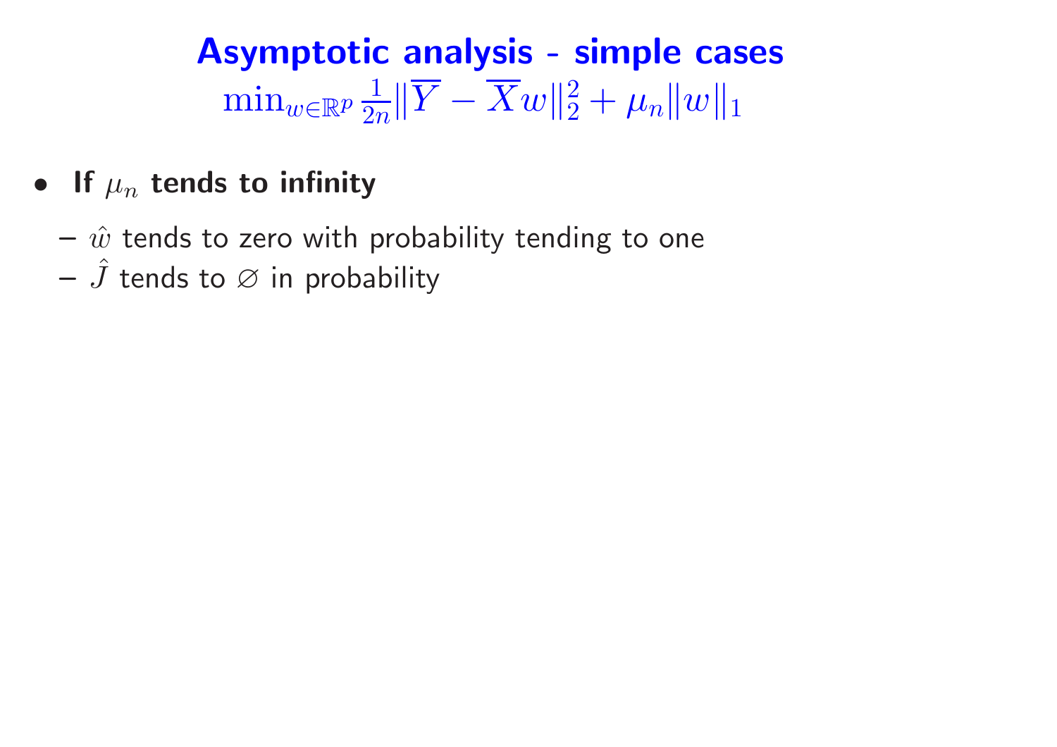# Asymptotic analysis - simple cases

$$\min_{w\in\mathbb{R}^p} \frac{1}{2n}\|\overline{Y} - \overline{X}w\|_2^2 + \mu_n\|w\|_1$$

- **If $\mu_n$ tends to infinity**
  - $\hat{w}$ tends to zero with probability tending to one
  - $\hat{J}$ tends to $\varnothing$ in probability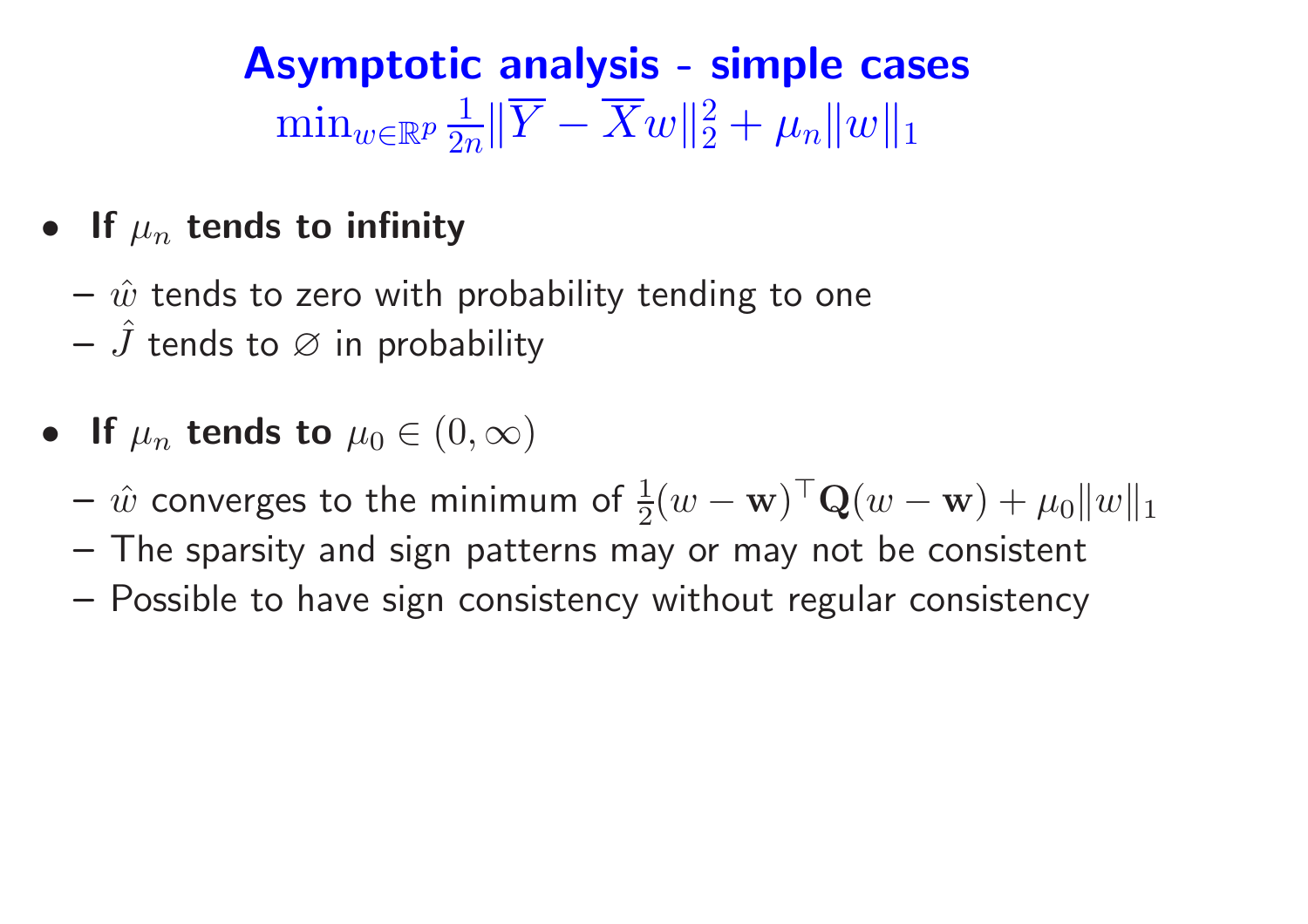# Asymptotic analysis - simple cases

$$\min_{w\in\mathbb{R}^p} \frac{1}{2n}\|\overline{Y} - \overline{X}w\|_2^2 + \mu_n\|w\|_1$$

- **If $\mu_n$ tends to infinity**
  - $\hat{w}$ tends to zero with probability tending to one
  - $\hat{J}$ tends to $\varnothing$ in probability
- **If $\mu_n$ tends to $\mu_0 \in (0, \infty)$**
  - $\hat{w}$ converges to the minimum of $\frac{1}{2}(w - \mathbf{w})^\top \mathbf{Q}(w - \mathbf{w}) + \mu_0\|w\|_1$
  - The sparsity and sign patterns may or may not be consistent
  - Possible to have sign consistency without regular consistency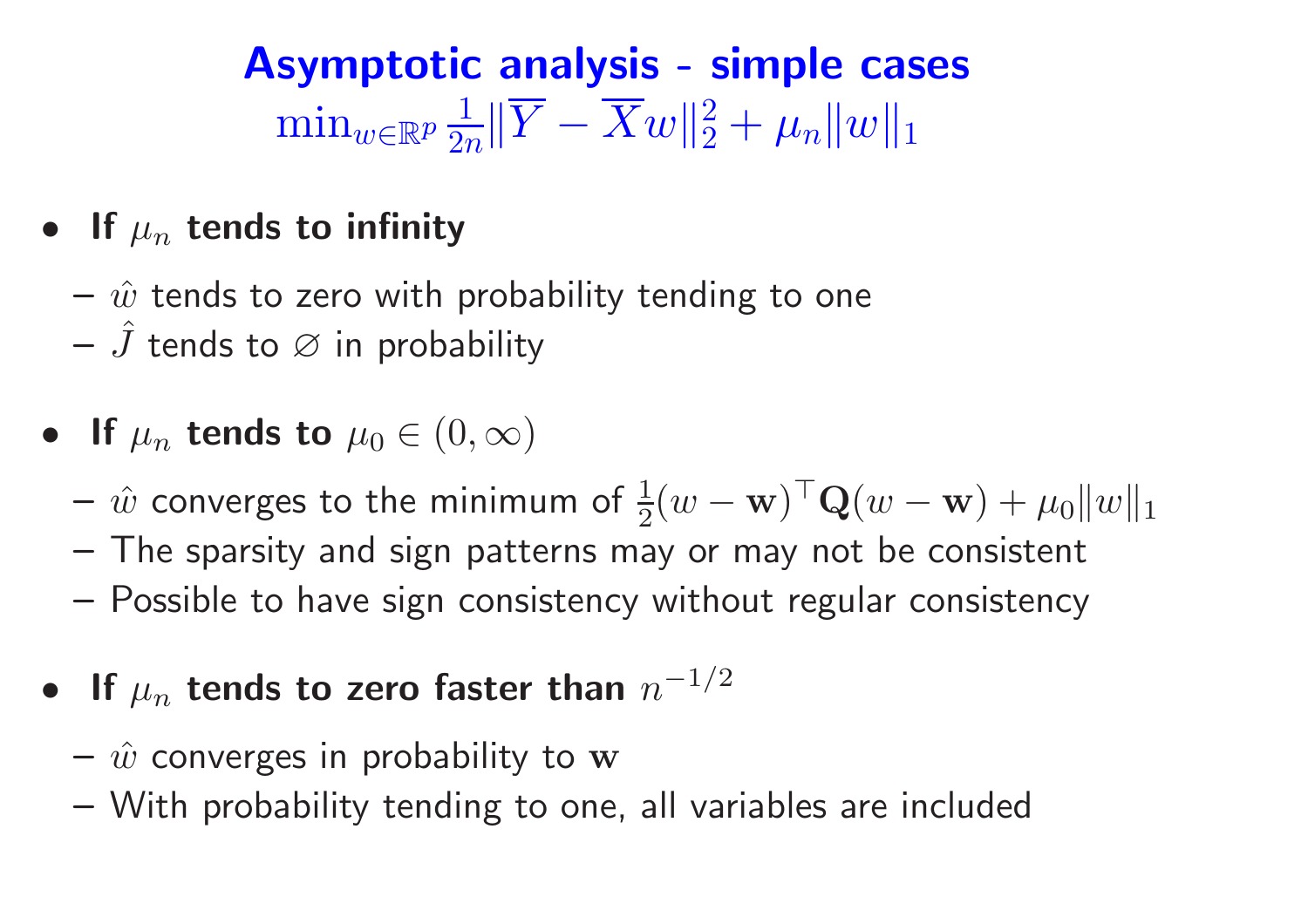# Asymptotic analysis - simple cases

$$\min_{w\in\mathbb{R}^p} \frac{1}{2n}\|\overline{Y} - \overline{X}w\|_2^2 + \mu_n\|w\|_1$$

- **If $\mu_n$ tends to infinity**
  - $\hat{w}$ tends to zero with probability tending to one
  - $\hat{J}$ tends to $\varnothing$ in probability

- **If $\mu_n$ tends to $\mu_0 \in (0, \infty)$**
  - $\hat{w}$ converges to the minimum of $\frac{1}{2}(w - \mathbf{w})^\top \mathbf{Q}(w - \mathbf{w}) + \mu_0\|w\|_1$
  - The sparsity and sign patterns may or may not be consistent
  - Possible to have sign consistency without regular consistency

- **If $\mu_n$ tends to zero faster than $n^{-1/2}$**
  - $\hat{w}$ converges in probability to $\mathbf{w}$
  - With probability tending to one, all variables are included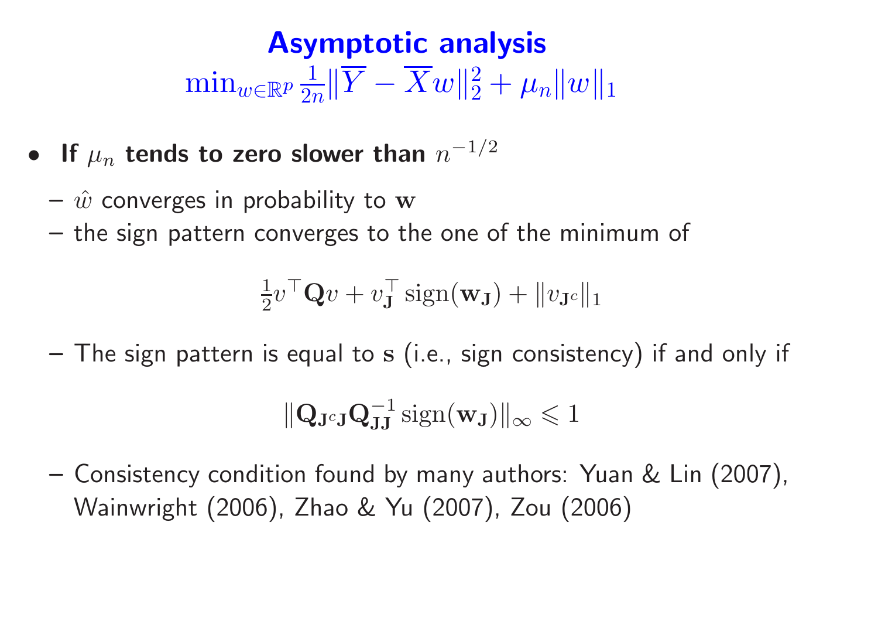# Asymptotic analysis

$$\min_{w \in \mathbb{R}^p} \frac{1}{2n} \|\overline{Y} - \overline{X} w\|_2^2 + \mu_n \|w\|_1$$

- **If $\mu_n$ tends to zero slower than $n^{-1/2}$**
  - $\hat{w}$ converges in probability to $\mathbf{w}$
  - the sign pattern converges to the one of the minimum of

$$\frac{1}{2} v^\top \mathbf{Q} v + v_{\mathbf{J}}^\top \operatorname{sign}(\mathbf{w}_{\mathbf{J}}) + \|v_{\mathbf{J}^c}\|_1$$

  - The sign pattern is equal to $\mathbf{s}$ (i.e., sign consistency) if and only if

$$\|\mathbf{Q}_{\mathbf{J}^c \mathbf{J}} \mathbf{Q}_{\mathbf{J}\mathbf{J}}^{-1} \operatorname{sign}(\mathbf{w}_{\mathbf{J}})\|_\infty \leqslant 1$$

  - Consistency condition found by many authors: Yuan & Lin (2007), Wainwright (2006), Zhao & Yu (2007), Zou (2006)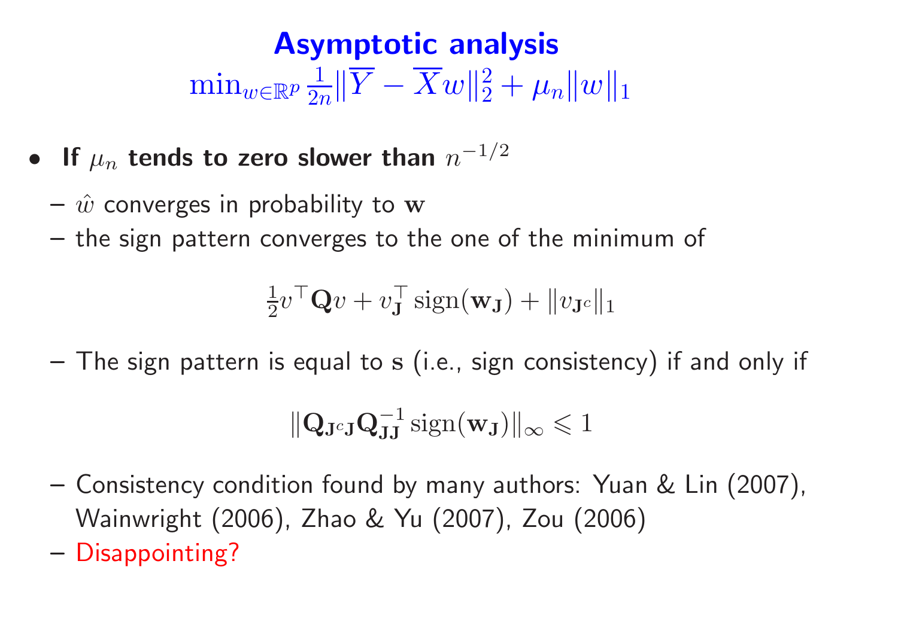# Asymptotic analysis

$$\min_{w \in \mathbb{R}^p} \frac{1}{2n} \|\overline{Y} - \overline{X} w\|_2^2 + \mu_n \|w\|_1$$

- **If $\mu_n$ tends to zero slower than $n^{-1/2}$**
  - $\hat{w}$ converges in probability to $\mathbf{w}$
  - the sign pattern converges to the one of the minimum of

$$\frac{1}{2} v^\top \mathbf{Q} v + v_{\mathbf{J}}^\top \operatorname{sign}(\mathbf{w_J}) + \|v_{\mathbf{J}^c}\|_1$$

  - The sign pattern is equal to $\mathbf{s}$ (i.e., sign consistency) if and only if

$$\|\mathbf{Q}_{\mathbf{J}^c\mathbf{J}} \mathbf{Q}_{\mathbf{JJ}}^{-1} \operatorname{sign}(\mathbf{w_J})\|_\infty \leqslant 1$$

  - Consistency condition found by many authors: Yuan & Lin (2007), Wainwright (2006), Zhao & Yu (2007), Zou (2006)
  - Disappointing?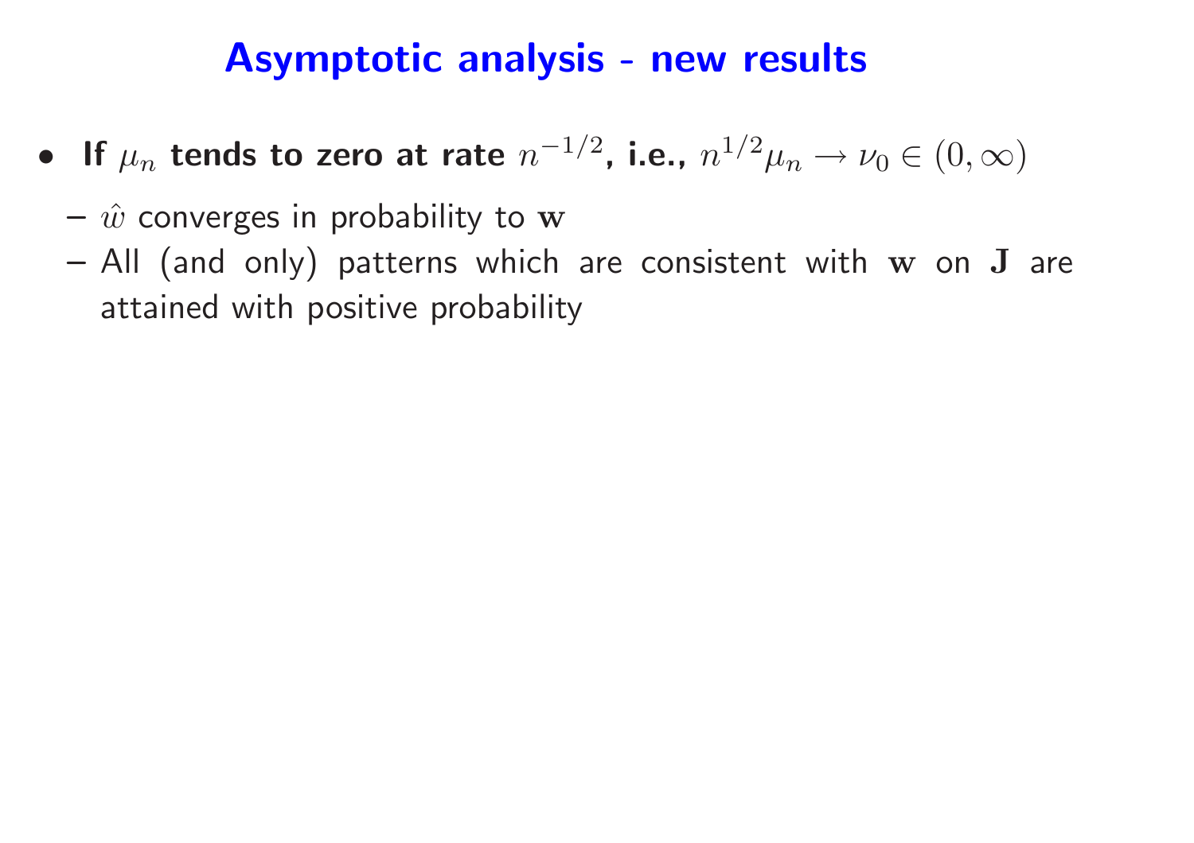# Asymptotic analysis - new results

- **If $\mu_n$ tends to zero at rate $n^{-1/2}$, i.e., $n^{1/2}\mu_n \to \nu_0 \in (0, \infty)$**
  - $\hat{w}$ converges in probability to $\mathbf{w}$
  - All (and only) patterns which are consistent with $\mathbf{w}$ on $\mathbf{J}$ are attained with positive probability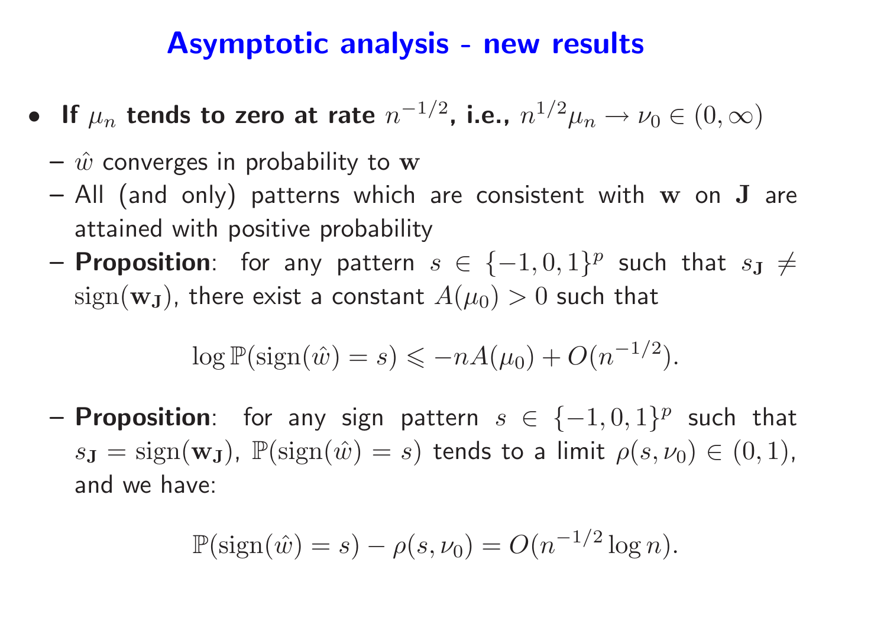# Asymptotic analysis - new results

- **If $\mu_n$ tends to zero at rate $n^{-1/2}$, i.e., $n^{1/2}\mu_n \to \nu_0 \in (0, \infty)$**
  - $\hat{w}$ converges in probability to $\mathbf{w}$
  - All (and only) patterns which are consistent with $\mathbf{w}$ on $\mathbf{J}$ are attained with positive probability
  - **Proposition**: for any pattern $s \in \{-1, 0, 1\}^p$ such that $s_{\mathbf{J}} \neq \text{sign}(\mathbf{w}_{\mathbf{J}})$, there exist a constant $A(\mu_0) > 0$ such that

$$\log \mathbb{P}(\text{sign}(\hat{w}) = s) \leqslant -nA(\mu_0) + O(n^{-1/2}).$$

  - **Proposition**: for any sign pattern $s \in \{-1, 0, 1\}^p$ such that $s_{\mathbf{J}} = \text{sign}(\mathbf{w}_{\mathbf{J}})$, $\mathbb{P}(\text{sign}(\hat{w}) = s)$ tends to a limit $\rho(s, \nu_0) \in (0, 1)$, and we have:

$$\mathbb{P}(\text{sign}(\hat{w}) = s) - \rho(s, \nu_0) = O(n^{-1/2} \log n).$$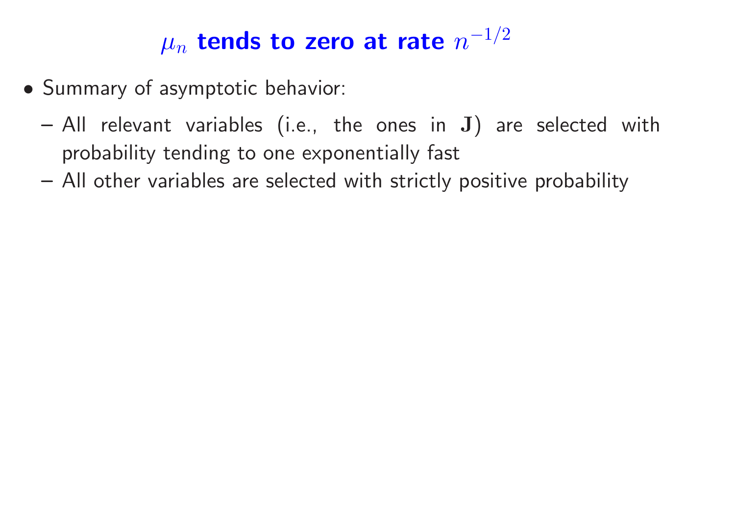# $\mu_n$ tends to zero at rate $n^{-1/2}$

- Summary of asymptotic behavior:
  - All relevant variables (i.e., the ones in $\mathbf{J}$) are selected with probability tending to one exponentially fast
  - All other variables are selected with strictly positive probability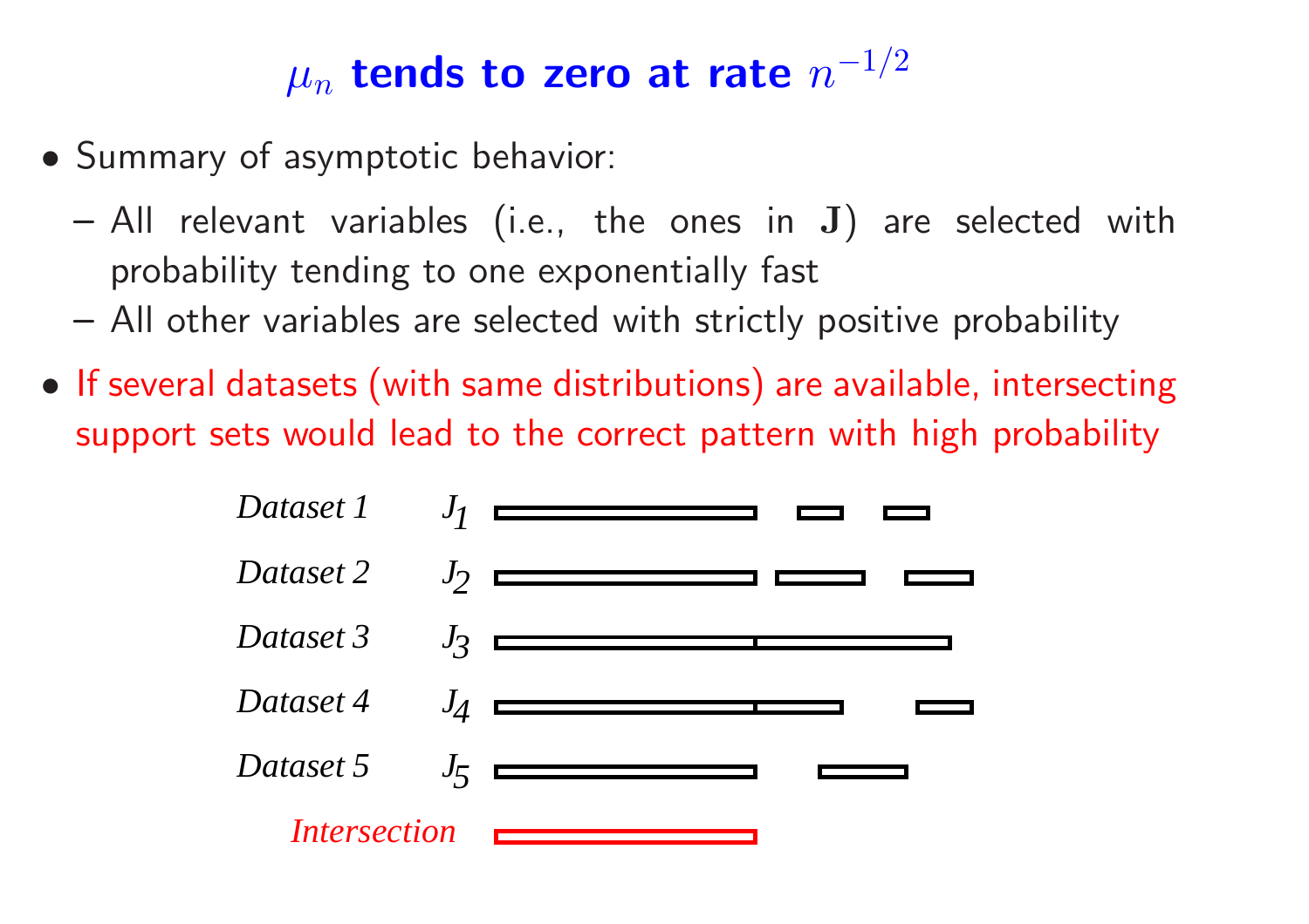# $\mu_n$ tends to zero at rate $n^{-1/2}$

- Summary of asymptotic behavior:
  - All relevant variables (i.e., the ones in $\mathbf{J}$) are selected with probability tending to one exponentially fast
  - All other variables are selected with strictly positive probability
- If several datasets (with same distributions) are available, intersecting support sets would lead to the correct pattern with high probability

*Dataset 1* $J_1$

*Dataset 2* $J_2$

*Dataset 3* $J_3$

*Dataset 4* $J_4$

*Dataset 5* $J_5$

*Intersection*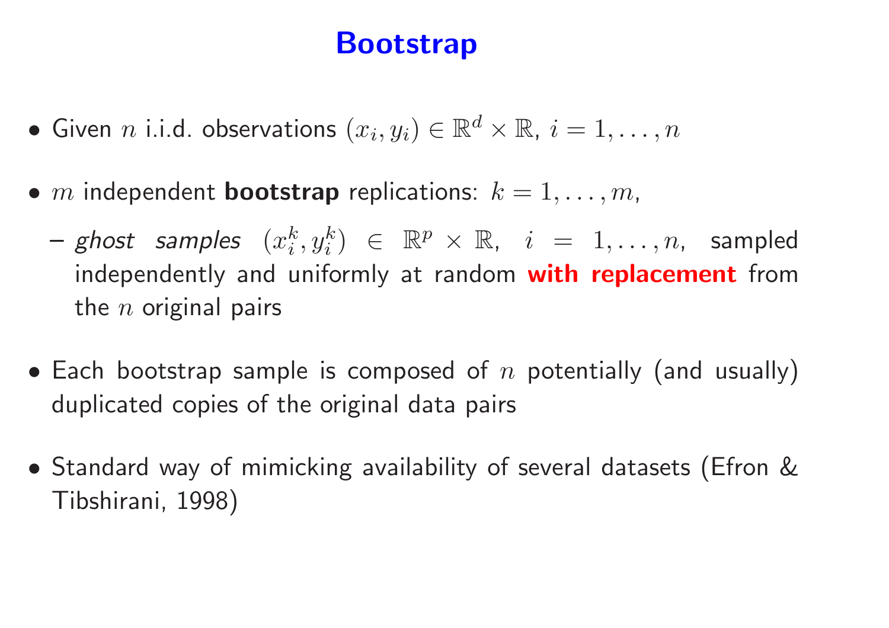# Bootstrap

- Given $n$ i.i.d. observations $(x_i, y_i) \in \mathbb{R}^d \times \mathbb{R}$, $i = 1, \ldots, n$
- $m$ independent **bootstrap** replications: $k = 1, \ldots, m$,
  - *ghost samples* $(x_i^k, y_i^k) \in \mathbb{R}^p \times \mathbb{R}$, $i = 1, \ldots, n$, sampled independently and uniformly at random **with replacement** from the $n$ original pairs
- Each bootstrap sample is composed of $n$ potentially (and usually) duplicated copies of the original data pairs
- Standard way of mimicking availability of several datasets (Efron & Tibshirani, 1998)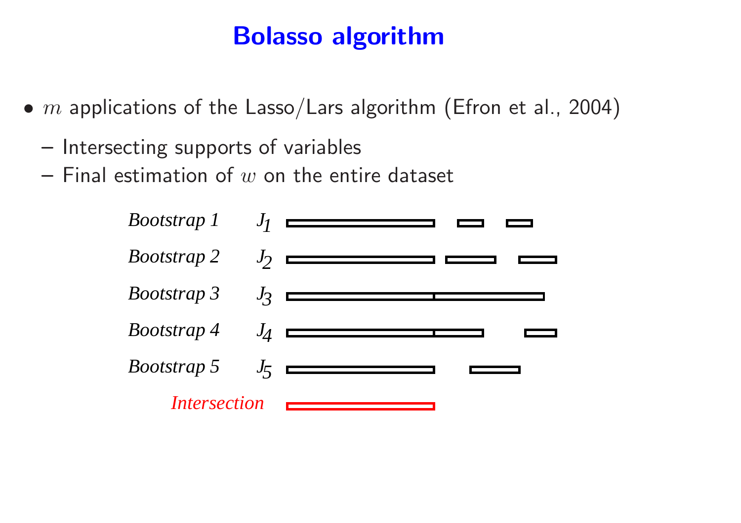# Bolasso algorithm

- $m$ applications of the Lasso/Lars algorithm (Efron et al., 2004)
  - Intersecting supports of variables
  - Final estimation of $w$ on the entire dataset

*Bootstrap 1* $J_1$

*Bootstrap 2* $J_2$

*Bootstrap 3* $J_3$

*Bootstrap 4* $J_4$

*Bootstrap 5* $J_5$

*Intersection*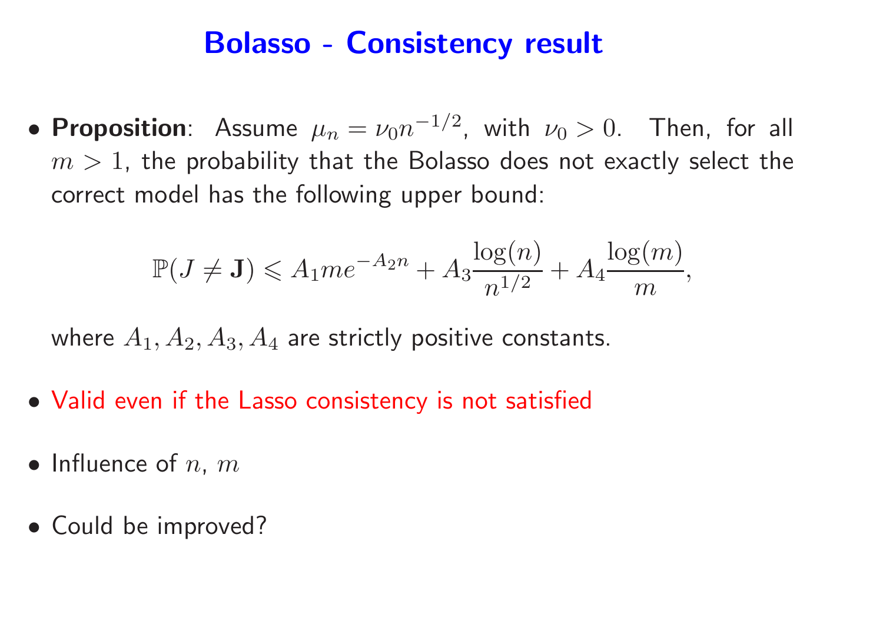# Bolasso - Consistency result

- **Proposition**: Assume $\mu_n = \nu_0 n^{-1/2}$, with $\nu_0 > 0$. Then, for all $m > 1$, the probability that the Bolasso does not exactly select the correct model has the following upper bound:

$$\mathbb{P}(J \neq \mathbf{J}) \leqslant A_1 m e^{-A_2 n} + A_3 \frac{\log(n)}{n^{1/2}} + A_4 \frac{\log(m)}{m},$$

  where $A_1, A_2, A_3, A_4$ are strictly positive constants.

- Valid even if the Lasso consistency is not satisfied

- Influence of $n$, $m$

- Could be improved?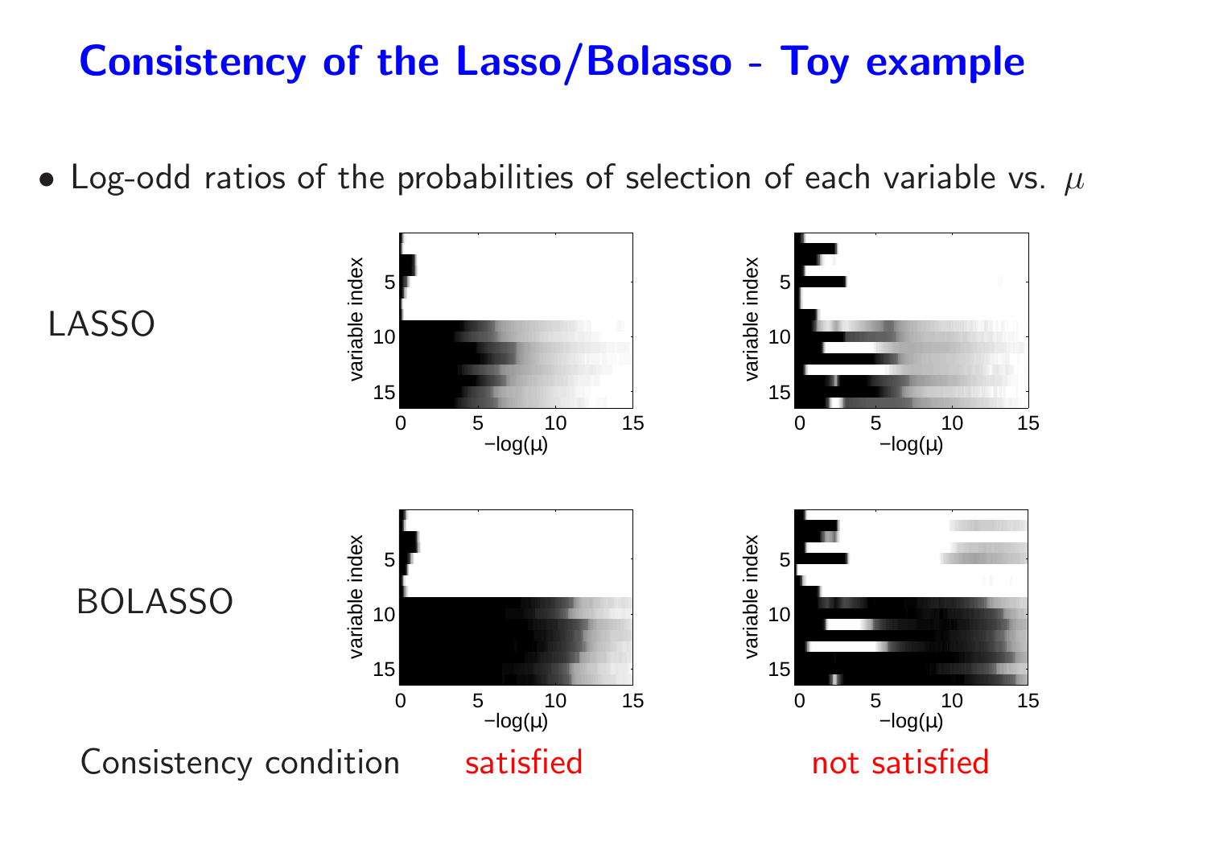# Consistency of the Lasso/Bolasso - Toy example

- Log-odd ratios of the probabilities of selection of each variable vs. $\mu$

LASSO

BOLASSO

Consistency condition — satisfied — not satisfied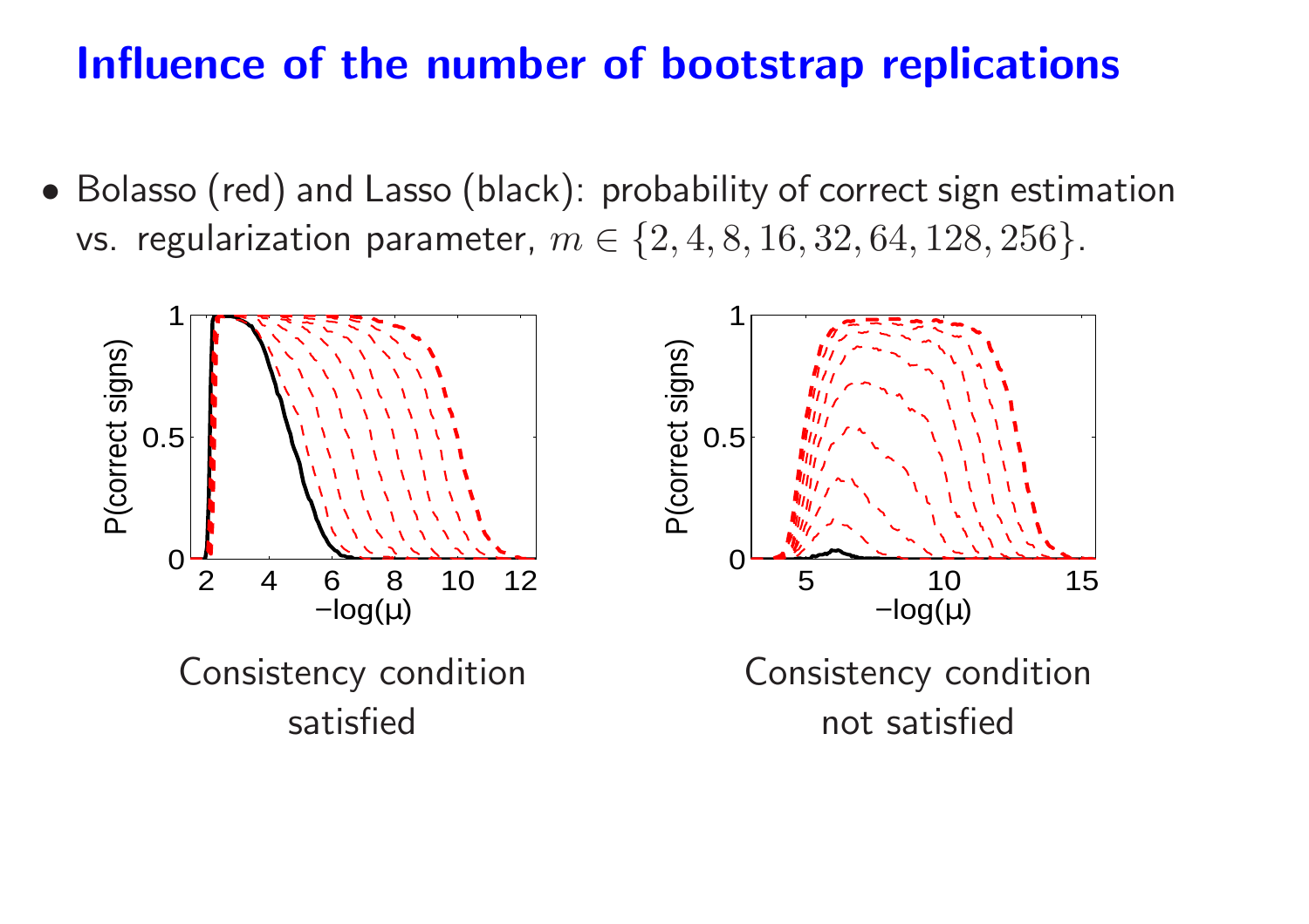# Influence of the number of bootstrap replications

- Bolasso (red) and Lasso (black): probability of correct sign estimation vs. regularization parameter, $m \in \{2, 4, 8, 16, 32, 64, 128, 256\}$.

Consistency condition satisfied

Consistency condition not satisfied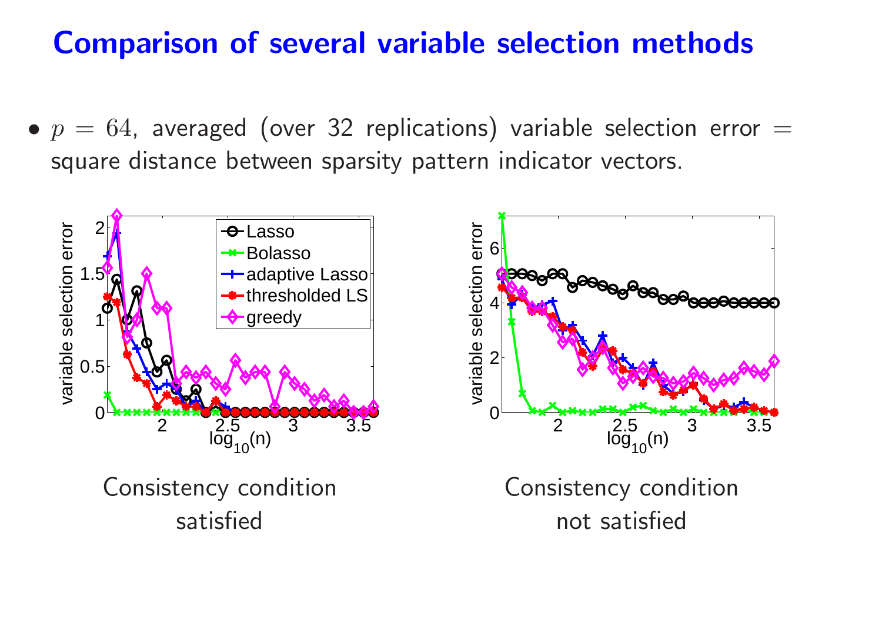# Comparison of several variable selection methods

- $p = 64$, averaged (over 32 replications) variable selection error = square distance between sparsity pattern indicator vectors.

Consistency condition satisfied

Consistency condition not satisfied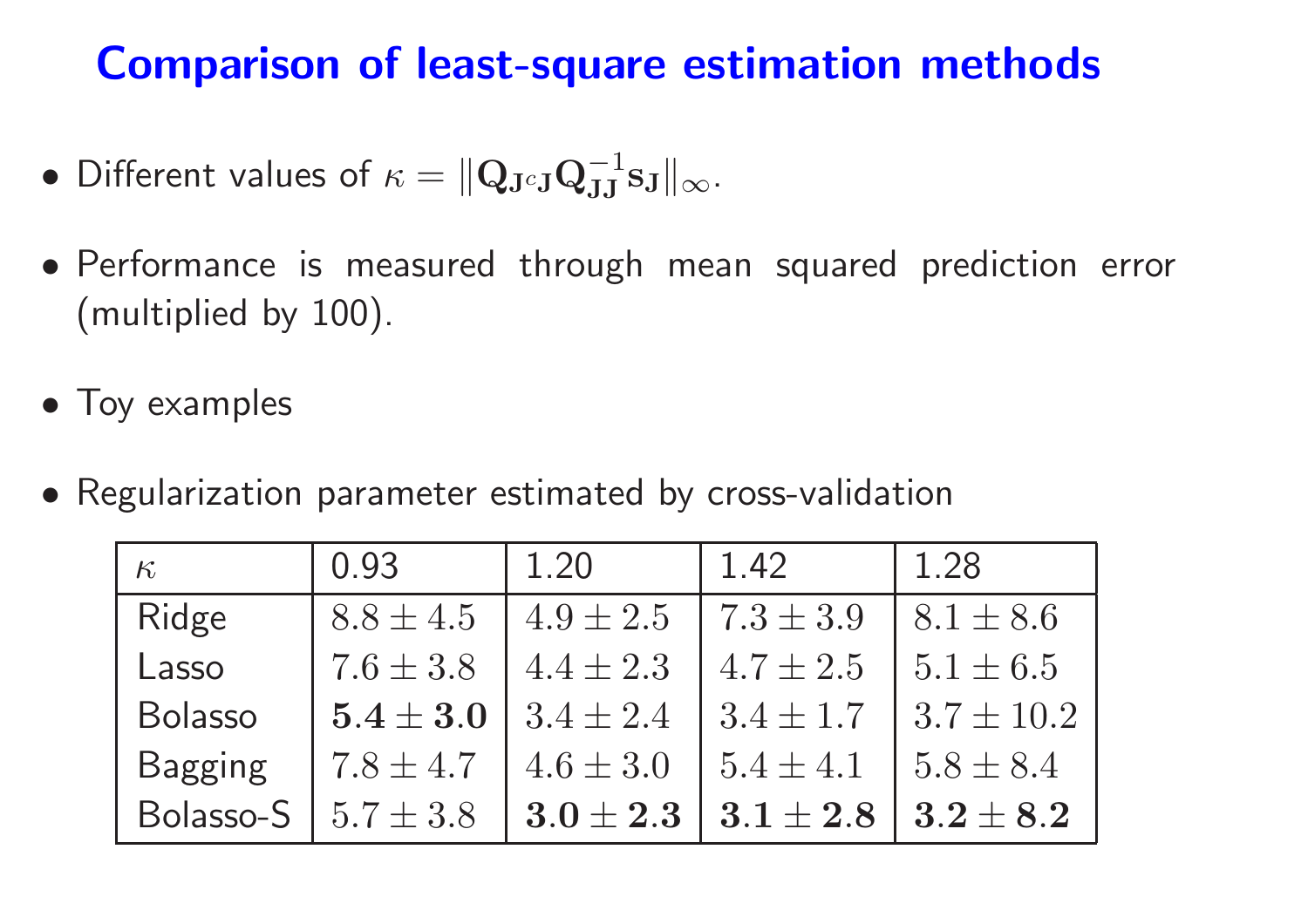# Comparison of least-square estimation methods

- Different values of $\kappa = \|\mathbf{Q}_{\mathbf{J}^c\mathbf{J}}\mathbf{Q}_{\mathbf{J}\mathbf{J}}^{-1}\mathbf{s}_{\mathbf{J}}\|_\infty$.

- Performance is measured through mean squared prediction error (multiplied by 100).

- Toy examples

- Regularization parameter estimated by cross-validation

| $\kappa$ | 0.93 | 1.20 | 1.42 | 1.28 |
|---|---|---|---|---|
| Ridge | $8.8 \pm 4.5$ | $4.9 \pm 2.5$ | $7.3 \pm 3.9$ | $8.1 \pm 8.6$ |
| Lasso | $7.6 \pm 3.8$ | $4.4 \pm 2.3$ | $4.7 \pm 2.5$ | $5.1 \pm 6.5$ |
| Bolasso | $\mathbf{5.4 \pm 3.0}$ | $3.4 \pm 2.4$ | $3.4 \pm 1.7$ | $3.7 \pm 10.2$ |
| Bagging | $7.8 \pm 4.7$ | $4.6 \pm 3.0$ | $5.4 \pm 4.1$ | $5.8 \pm 8.4$ |
| Bolasso-S | $5.7 \pm 3.8$ | $\mathbf{3.0 \pm 2.3}$ | $\mathbf{3.1 \pm 2.8}$ | $\mathbf{3.2 \pm 8.2}$ |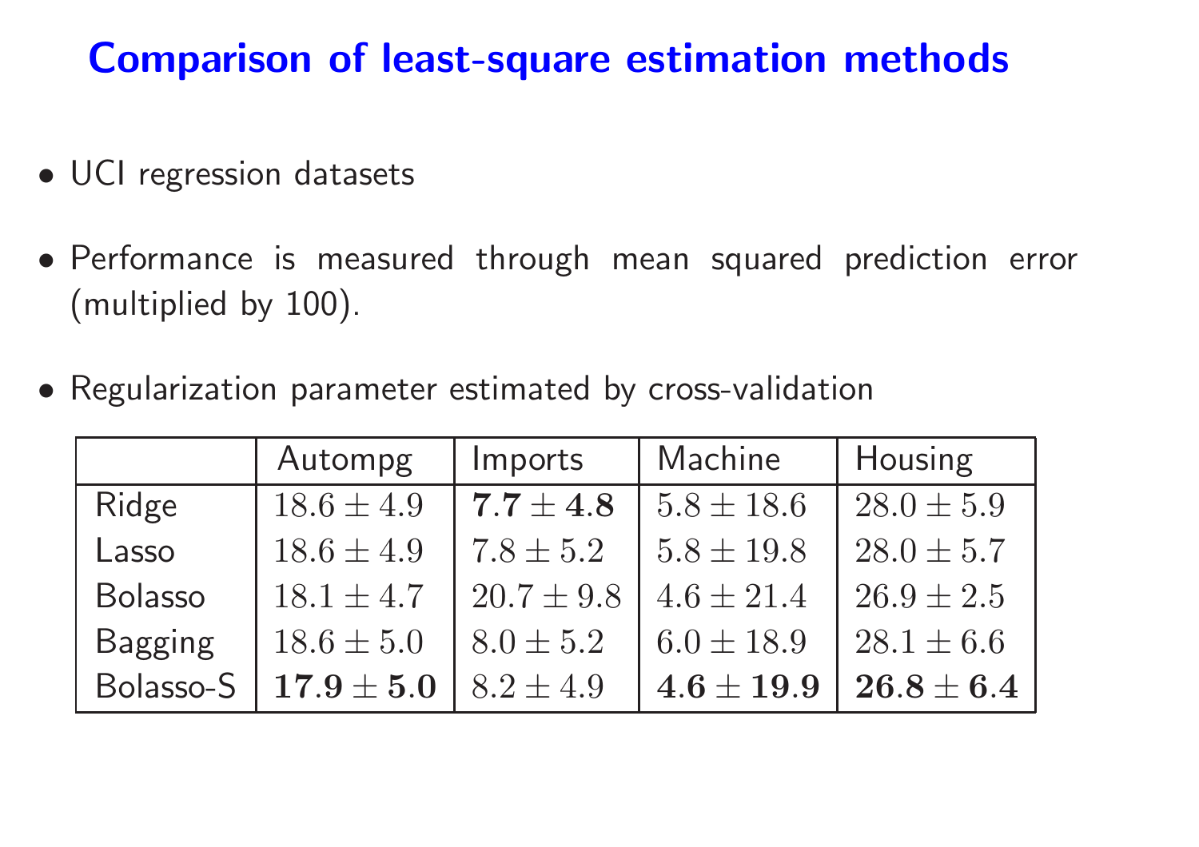# Comparison of least-square estimation methods

- UCI regression datasets
- Performance is measured through mean squared prediction error (multiplied by 100).
- Regularization parameter estimated by cross-validation

| | Autompg | Imports | Machine | Housing |
|---|---|---|---|---|
| Ridge | $18.6 \pm 4.9$ | $\mathbf{7.7 \pm 4.8}$ | $5.8 \pm 18.6$ | $28.0 \pm 5.9$ |
| Lasso | $18.6 \pm 4.9$ | $7.8 \pm 5.2$ | $5.8 \pm 19.8$ | $28.0 \pm 5.7$ |
| Bolasso | $18.1 \pm 4.7$ | $20.7 \pm 9.8$ | $4.6 \pm 21.4$ | $26.9 \pm 2.5$ |
| Bagging | $18.6 \pm 5.0$ | $8.0 \pm 5.2$ | $6.0 \pm 18.9$ | $28.1 \pm 6.6$ |
| Bolasso-S | $\mathbf{17.9 \pm 5.0}$ | $8.2 \pm 4.9$ | $\mathbf{4.6 \pm 19.9}$ | $\mathbf{26.8 \pm 6.4}$ |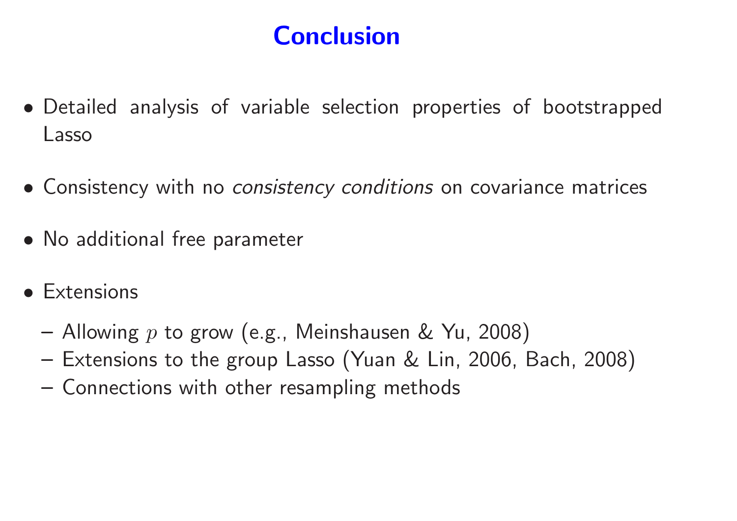# Conclusion

- Detailed analysis of variable selection properties of bootstrapped Lasso
- Consistency with no *consistency conditions* on covariance matrices
- No additional free parameter
- Extensions
  - Allowing $p$ to grow (e.g., Meinshausen & Yu, 2008)
  - Extensions to the group Lasso (Yuan & Lin, 2006, Bach, 2008)
  - Connections with other resampling methods